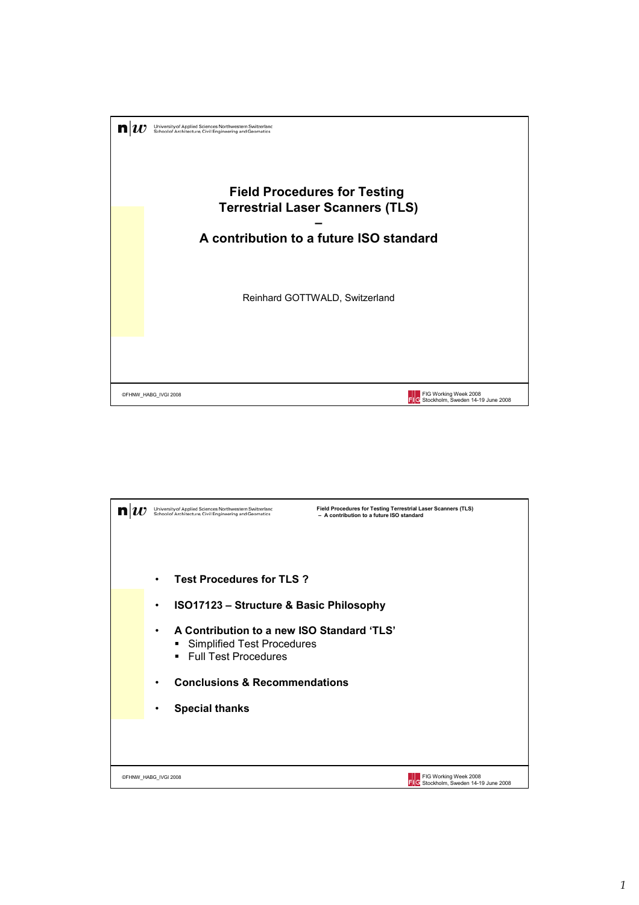# Field Procedures for Testing Terrestrial Laser Scanners (TLS)

–

## A contribution to a future ISO standard

Reinhard GOTTWALD, Switzerland

©FHNW_HABG_IVGI 2008

FIG Working Week 2008
Stockholm, Sweden 14-19 June 2008

---

- **Test Procedures for TLS ?**
- **ISO17123 – Structure & Basic Philosophy**
- **A Contribution to a new ISO Standard 'TLS'**
  - Simplified Test Procedures
  - Full Test Procedures
- **Conclusions & Recommendations**
- **Special thanks**

©FHNW_HABG_IVGI 2008

FIG Working Week 2008
Stockholm, Sweden 14-19 June 2008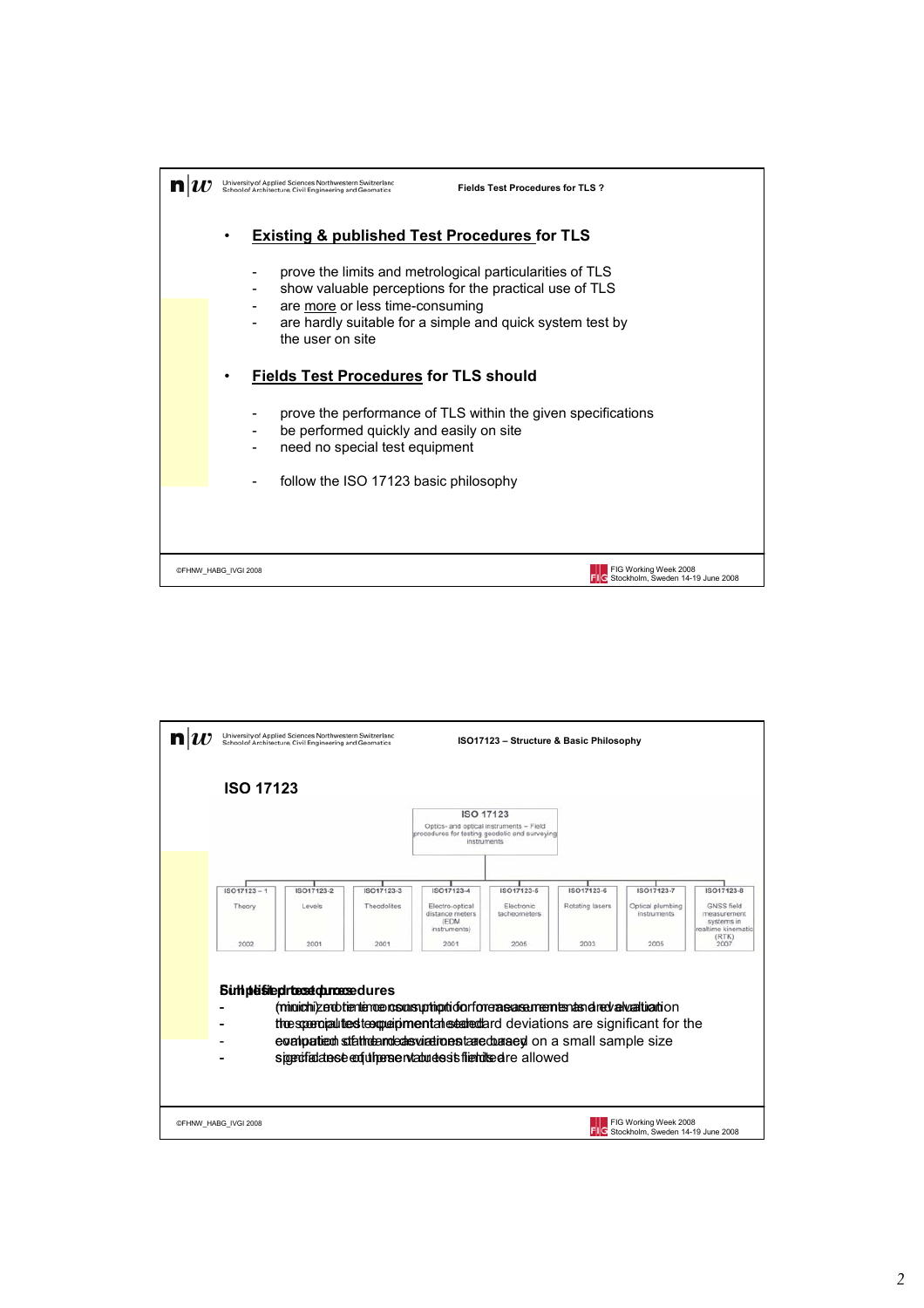## Fields Test Procedures for TLS ?

- **Existing & published Test Procedures for TLS**
  - prove the limits and metrological particularities of TLS
  - show valuable perceptions for the practical use of TLS
  - are more or less time-consuming
  - are hardly suitable for a simple and quick system test by the user on site
- **Fields Test Procedures for TLS should**
  - prove the performance of TLS within the given specifications
  - be performed quickly and easily on site
  - need no special test equipment
  - follow the ISO 17123 basic philosophy

## ISO17123 – Structure & Basic Philosophy

### ISO 17123

ISO 17123
Optics- and optical instruments – Field procedures for testing geodetic and surveying instruments

| ISO17123 – 1 | ISO17123-2 | ISO17123-3 | ISO17123-4 | ISO17123-5 | ISO17123-6 | ISO17123-7 | ISO17123-8 |
|---|---|---|---|---|---|---|---|
| Theory | Levels | Theodolites | Electro-optical distance meters (EDM instruments) | Electronic tacheometers | Rotating lasers | Optical plumbing instruments | GNSS field measurement systems in realtime kinematic (RTK) |
| 2002 | 2001 | 2001 | 2001 | 2005 | 2003 | 2005 | 2007 |

**Simplified test procedures**

- (minimized time consumption for measurements and evaluation)
- no special test equipment/standard
- evaluation of standard deviations based on a small sample size
- specification of upper value limits are allowed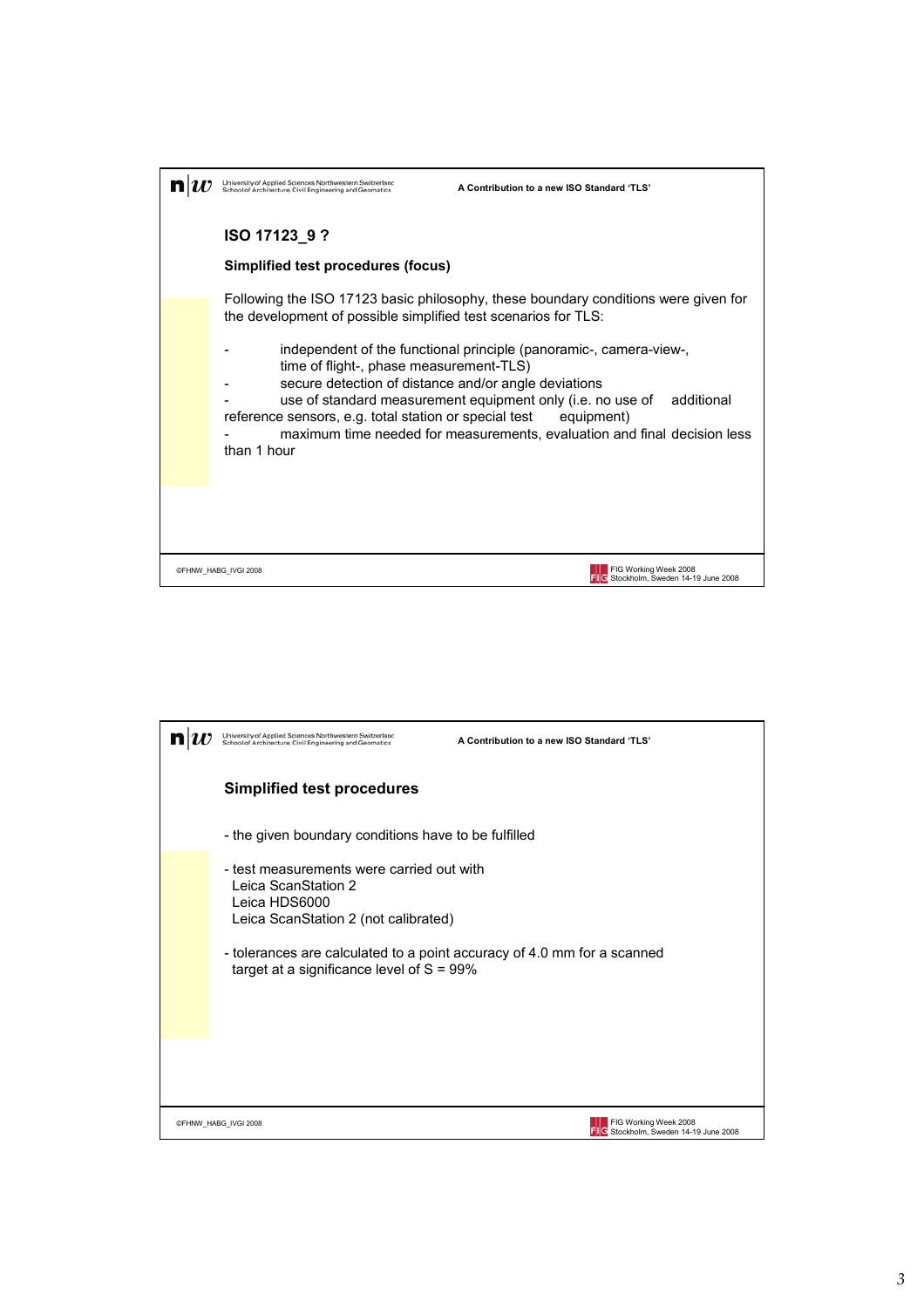## ISO 17123_9 ?

**Simplified test procedures (focus)**

Following the ISO 17123 basic philosophy, these boundary conditions were given for the development of possible simplified test scenarios for TLS:

- independent of the functional principle (panoramic-, camera-view-, time of flight-, phase measurement-TLS)
- secure detection of distance and/or angle deviations
- use of standard measurement equipment only (i.e. no use of additional reference sensors, e.g. total station or special test equipment)
- maximum time needed for measurements, evaluation and final decision less than 1 hour

## Simplified test procedures

- the given boundary conditions have to be fulfilled
- test measurements were carried out with
  Leica ScanStation 2
  Leica HDS6000
  Leica ScanStation 2 (not calibrated)
- tolerances are calculated to a point accuracy of 4.0 mm for a scanned target at a significance level of S = 99%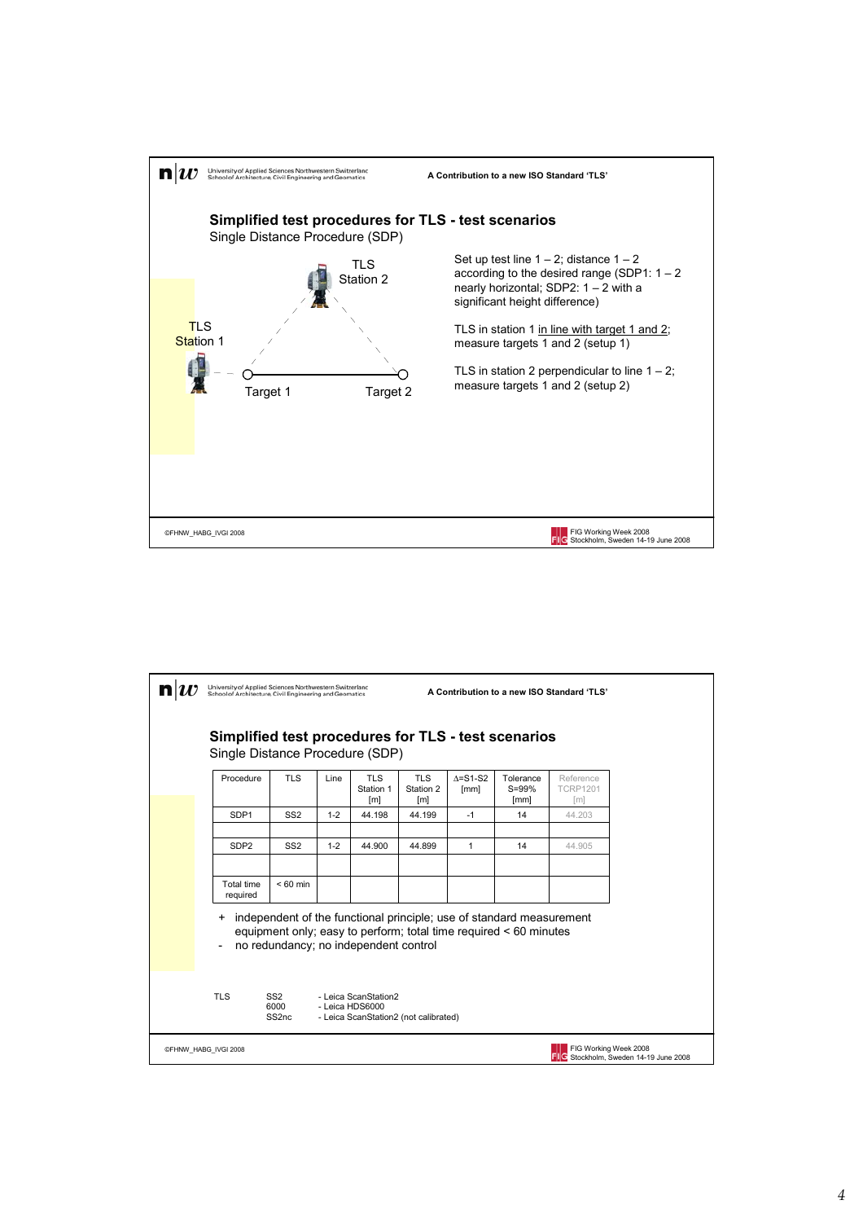## Simplified test procedures for TLS - test scenarios

Single Distance Procedure (SDP)

TLS Station 2

TLS Station 1

Target 1 Target 2

Set up test line 1 – 2; distance 1 – 2 according to the desired range (SDP1: 1 – 2 nearly horizontal; SDP2: 1 – 2 with a significant height difference)

TLS in station 1 in line with target 1 and 2; measure targets 1 and 2 (setup 1)

TLS in station 2 perpendicular to line 1 – 2; measure targets 1 and 2 (setup 2)

## Simplified test procedures for TLS - test scenarios

Single Distance Procedure (SDP)

| Procedure | TLS | Line | TLS Station 1 [m] | TLS Station 2 [m] | Δ=S1-S2 [mm] | Tolerance S=99% [mm] | Reference TCRP1201 [m] |
|---|---|---|---|---|---|---|---|
| SDP1 | SS2 | 1-2 | 44.198 | 44.199 | -1 | 14 | 44.203 |
| | | | | | | | |
| SDP2 | SS2 | 1-2 | 44.900 | 44.899 | 1 | 14 | 44.905 |
| | | | | | | | |
| Total time required | < 60 min | | | | | | |

+ independent of the functional principle; use of standard measurement equipment only; easy to perform; total time required < 60 minutes
- no redundancy; no independent control

TLS
- SS2 - Leica ScanStation2
- 6000 - Leica HDS6000
- SS2nc - Leica ScanStation2 (not calibrated)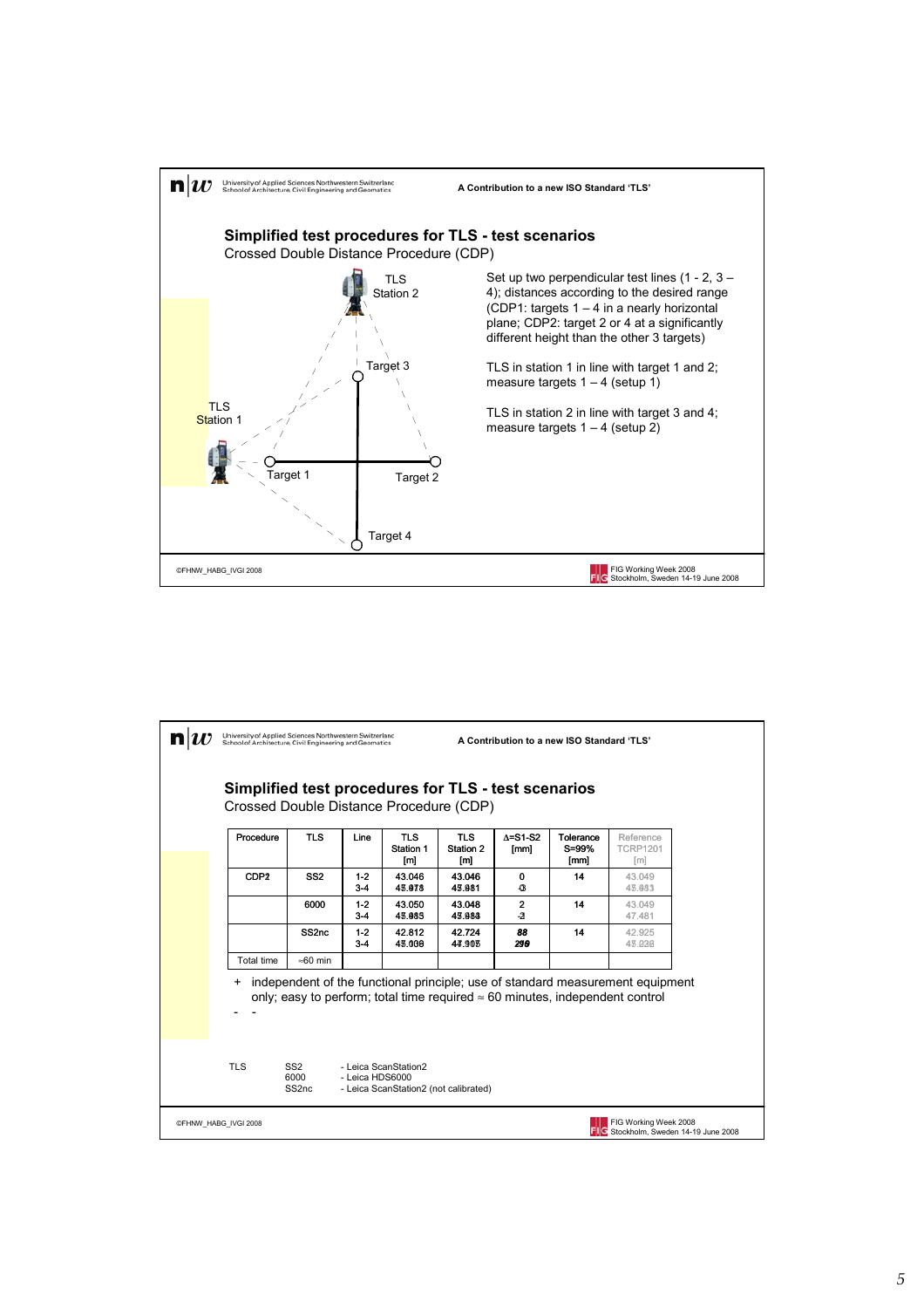## Simplified test procedures for TLS - test scenarios

Crossed Double Distance Procedure (CDP)

TLS Station 2

Target 3

TLS Station 1

Target 1

Target 2

Target 4

Set up two perpendicular test lines (1 - 2, 3 – 4); distances according to the desired range (CDP1: targets 1 – 4 in a nearly horizontal plane; CDP2: target 2 or 4 at a significantly different height than the other 3 targets)

TLS in station 1 in line with target 1 and 2; measure targets 1 – 4 (setup 1)

TLS in station 2 in line with target 3 and 4; measure targets 1 – 4 (setup 2)

## Simplified test procedures for TLS - test scenarios

Crossed Double Distance Procedure (CDP)

| Procedure | TLS | Line | TLS Station 1 [m] | TLS Station 2 [m] | Δ=S1-S2 [mm] | Tolerance S=99% [mm] | Reference TCRP1201 [m] |
|---|---|---|---|---|---|---|---|
| CDP2 | SS2 | 1-2<br>3-4 | 43.046<br>45.978 | 43.046<br>45.981 | 0<br>-3 | 14 | 43.049<br>45.983 |
| | 6000 | 1-2<br>3-4 | 43.050<br>45.985 | 43.048<br>45.984 | 2<br>-2 | 14 | 43.049<br>47.481 |
| | SS2nc | 1-2<br>3-4 | 42.812<br>45.006 | 42.724<br>47.905 | 88<br>290 | 14 | 42.925<br>45.028 |
| Total time | ≈60 min | | | | | | |

\+ independent of the functional principle; use of standard measurement equipment only; easy to perform; total time required ≈ 60 minutes, independent control

\- -

TLS
- SS2 - Leica ScanStation2
- 6000 - Leica HDS6000
- SS2nc - Leica ScanStation2 (not calibrated)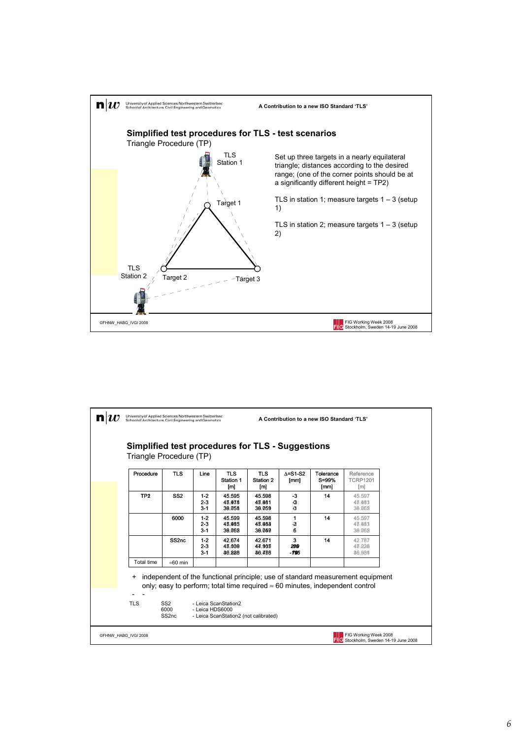## Simplified test procedures for TLS - test scenarios

Triangle Procedure (TP)

TLS Station 1

Target 1

TLS Station 2

Target 2

Target 3

Set up three targets in a nearly equilateral triangle; distances according to the desired range; (one of the corner points should be at a significantly different height = TP2)

TLS in station 1; measure targets 1 – 3 (setup 1)

TLS in station 2; measure targets 1 – 3 (setup 2)

## Simplified test procedures for TLS - Suggestions

Triangle Procedure (TP)

| Procedure | TLS | Line | TLS Station 1 [m] | TLS Station 2 [m] | Δ=S1-S2 [mm] | Tolerance S=99% [mm] | Reference TCRP1201 [m] |
|---|---|---|---|---|---|---|---|
| TP2 | SS2 | 1-2<br>2-3<br>3-1 | 45.595<br>43.078<br>36.058 | 45.598<br>43.081<br>36.059 | -3<br>-3<br>-1 | 14 | 45.597<br>43.083<br>36.068 |
| | 6000 | 1-2<br>2-3<br>3-1 | 45.599<br>43.085<br>36.068 | 45.598<br>43.088<br>36.062 | 1<br>-3<br>6 | 14 | 45.597<br>43.083<br>36.068 |
| | SS2nc | 1-2<br>2-3<br>3-1 | 42.674<br>43.008<br>36.220 | 42.671<br>42.905<br>36.435 | 3<br>299<br>-195 | 14 | 42.787<br>43.226<br>36.986 |
| Total time | ≈60 min | | | | | | |

\+ independent of the functional principle; use of standard measurement equipment only; easy to perform; total time required ≈ 60 minutes, independent control

\- -

TLS
- SS2 - Leica ScanStation2
- 6000 - Leica HDS6000
- SS2nc - Leica ScanStation2 (not calibrated)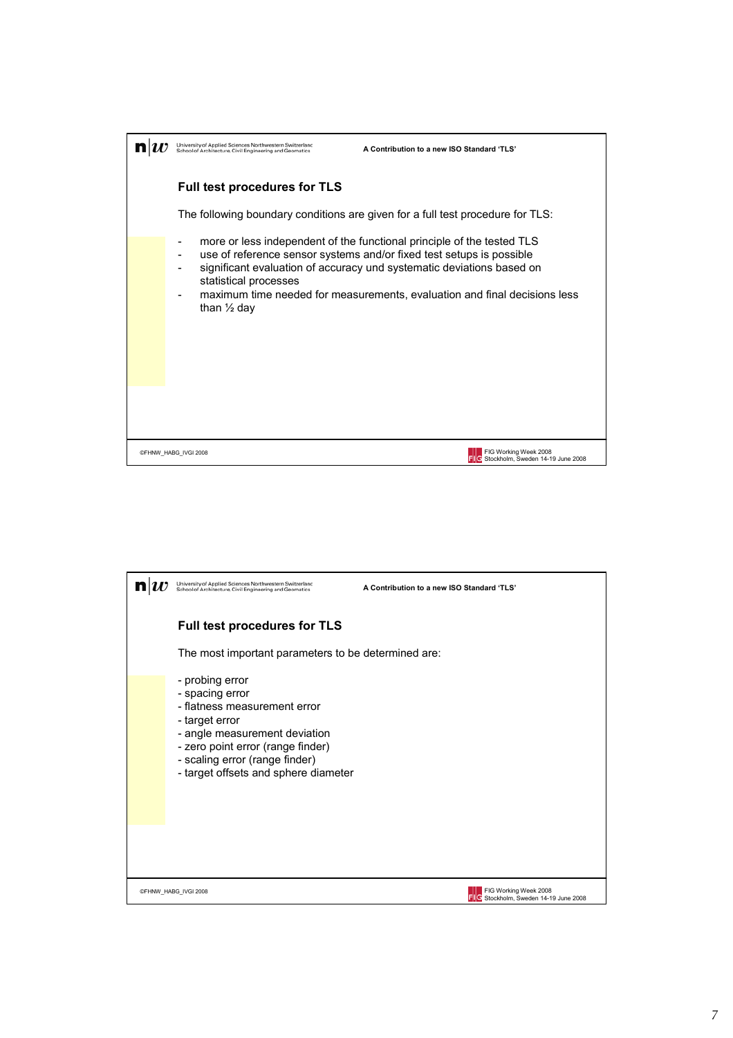## Full test procedures for TLS

The following boundary conditions are given for a full test procedure for TLS:

- more or less independent of the functional principle of the tested TLS
- use of reference sensor systems and/or fixed test setups is possible
- significant evaluation of accuracy und systematic deviations based on statistical processes
- maximum time needed for measurements, evaluation and final decisions less than ½ day

## Full test procedures for TLS

The most important parameters to be determined are:

- probing error
- spacing error
- flatness measurement error
- target error
- angle measurement deviation
- zero point error (range finder)
- scaling error (range finder)
- target offsets and sphere diameter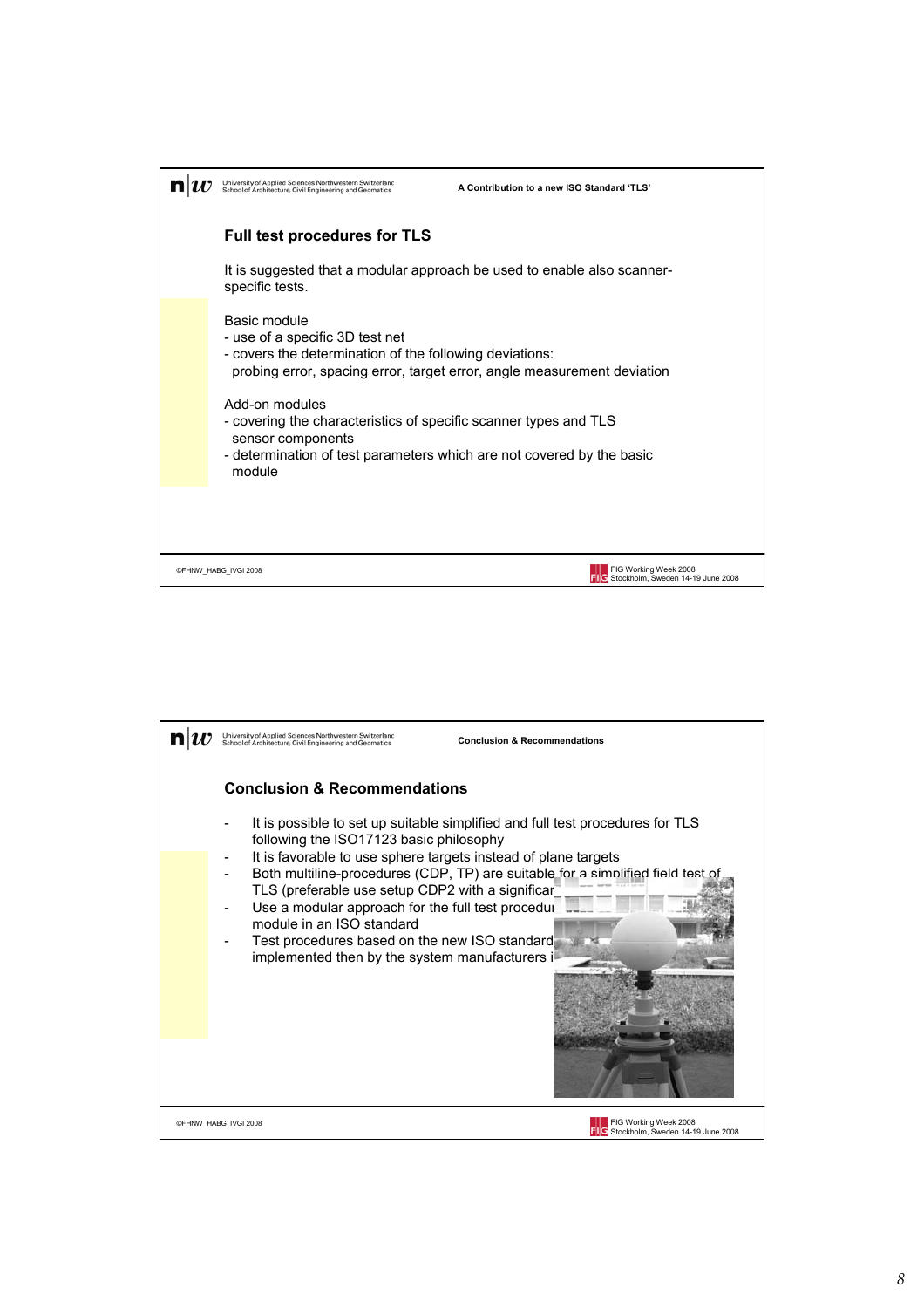A Contribution to a new ISO Standard 'TLS'

## Full test procedures for TLS

It is suggested that a modular approach be used to enable also scanner-specific tests.

Basic module
- use of a specific 3D test net
- covers the determination of the following deviations:
  probing error, spacing error, target error, angle measurement deviation

Add-on modules
- covering the characteristics of specific scanner types and TLS sensor components
- determination of test parameters which are not covered by the basic module

©FHNW_HABG_IVGI 2008

FIG Working Week 2008
Stockholm, Sweden 14-19 June 2008

Conclusion & Recommendations

## Conclusion & Recommendations

- It is possible to set up suitable simplified and full test procedures for TLS following the ISO17123 basic philosophy
- It is favorable to use sphere targets instead of plane targets
- Both multiline-procedures (CDP, TP) are suitable for a simplified field test of TLS (preferable use setup CDP2 with a significar
- Use a modular approach for the full test procedu module in an ISO standard
- Test procedures based on the new ISO standard implemented then by the system manufacturers i

©FHNW_HABG_IVGI 2008

FIG Working Week 2008
Stockholm, Sweden 14-19 June 2008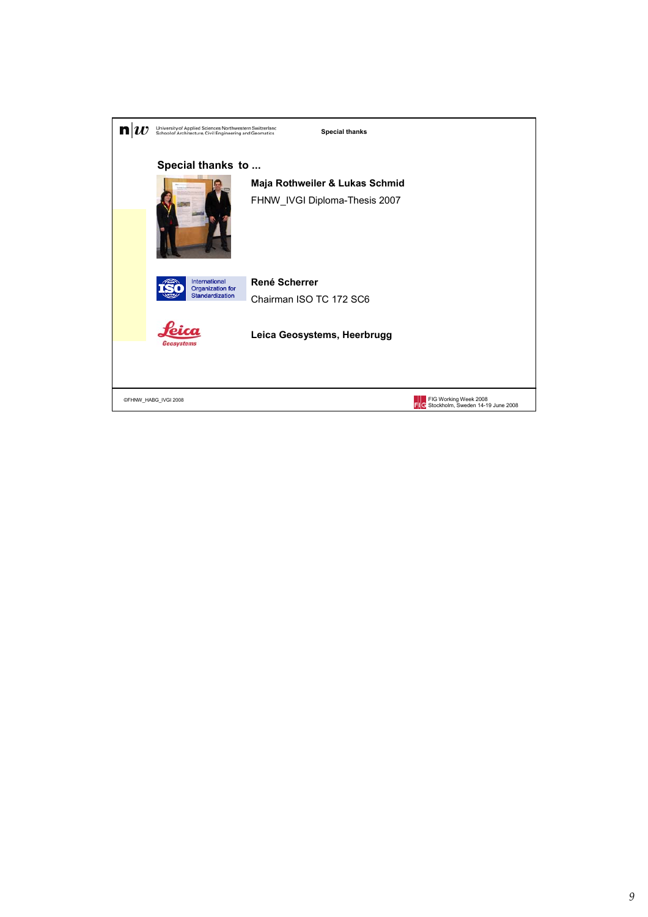## Special thanks to ...

**Maja Rothweiler & Lukas Schmid**

FHNW_IVGI Diploma-Thesis 2007

International Organization for Standardization

**René Scherrer**

Chairman ISO TC 172 SC6

Leica Geosystems

**Leica Geosystems, Heerbrugg**